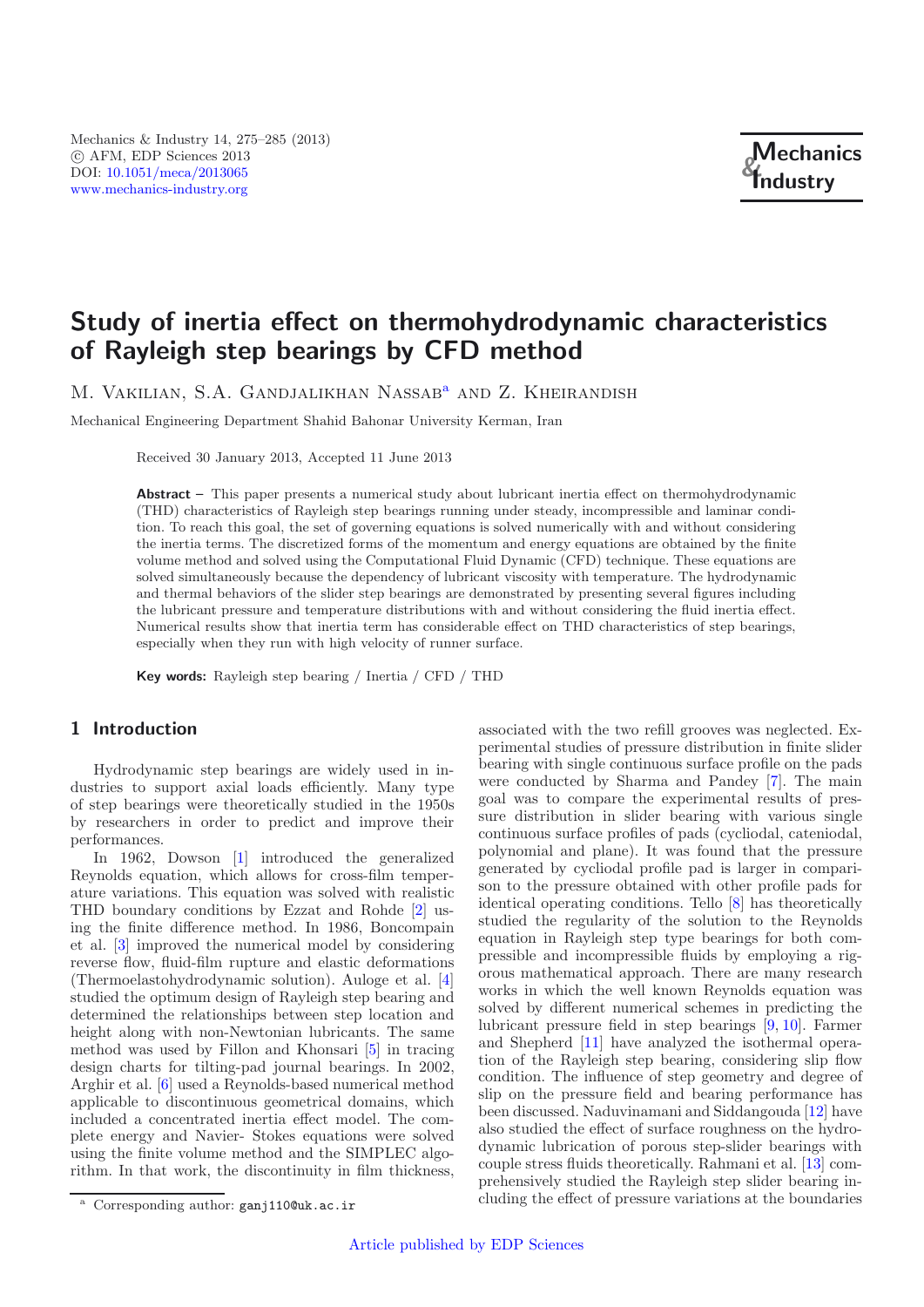# Study of inertia effect on thermohydrodynamic characteristics of Rayleigh step bearings by CFD method

M. Vakilian, S.A. Gandjalikhan Nassab[a] and Z. Kheirandish

Mechanical Engineering Department Shahid Bahonar University Kerman, Iran

Received 30 January 2013, Accepted 11 June 2013

**Abstract –** This paper presents a numerical study about lubricant inertia effect on thermohydrodynamic (THD) characteristics of Rayleigh step bearings running under steady, incompressible and laminar condition. To reach this goal, the set of governing equations is solved numerically with and without considering the inertia terms. The discretized forms of the momentum and energy equations are obtained by the finite volume method and solved using the Computational Fluid Dynamic (CFD) technique. These equations are solved simultaneously because the dependency of lubricant viscosity with temperature. The hydrodynamic and thermal behaviors of the slider step bearings are demonstrated by presenting several figures including the lubricant pressure and temperature distributions with and without considering the fluid inertia effect. Numerical results show that inertia term has considerable effect on THD characteristics of step bearings, especially when they run with high velocity of runner surface.

**Key words:** Rayleigh step bearing / Inertia / CFD / THD

## 1 Introduction

Hydrodynamic step bearings are widely used in industries to support axial loads efficiently. Many type of step bearings were theoretically studied in the 1950s by researchers in order to predict and improve their performances.

In 1962, Dowson [1] introduced the generalized Reynolds equation, which allows for cross-film temperature variations. This equation was solved with realistic THD boundary conditions by Ezzat and Rohde [2] using the finite difference method. In 1986, Boncompain et al. [3] improved the numerical model by considering reverse flow, fluid-film rupture and elastic deformations (Thermoelastohydrodynamic solution). Auloge et al. [4] studied the optimum design of Rayleigh step bearing and determined the relationships between step location and height along with non-Newtonian lubricants. The same method was used by Fillon and Khonsari [5] in tracing design charts for tilting-pad journal bearings. In 2002, Arghir et al. [6] used a Reynolds-based numerical method applicable to discontinuous geometrical domains, which included a concentrated inertia effect model. The complete energy and Navier- Stokes equations were solved using the finite volume method and the SIMPLEC algorithm. In that work, the discontinuity in film thickness, associated with the two refill grooves was neglected. Experimental studies of pressure distribution in finite slider bearing with single continuous surface profile on the pads were conducted by Sharma and Pandey [7]. The main goal was to compare the experimental results of pressure distribution in slider bearing with various single continuous surface profiles of pads (cycliodal, cateniodal, polynomial and plane). It was found that the pressure generated by cycliodal profile pad is larger in comparison to the pressure obtained with other profile pads for identical operating conditions. Tello [8] has theoretically studied the regularity of the solution to the Reynolds equation in Rayleigh step type bearings for both compressible and incompressible fluids by employing a rigorous mathematical approach. There are many research works in which the well known Reynolds equation was solved by different numerical schemes in predicting the lubricant pressure field in step bearings [9, 10]. Farmer and Shepherd [11] have analyzed the isothermal operation of the Rayleigh step bearing, considering slip flow condition. The influence of step geometry and degree of slip on the pressure field and bearing performance has been discussed. Naduvinamani and Siddangouda [12] have also studied the effect of surface roughness on the hydrodynamic lubrication of porous step-slider bearings with couple stress fluids theoretically. Rahmani et al. [13] comprehensively studied the Rayleigh step slider bearing including the effect of pressure variations at the boundaries

[a] Corresponding author: ganj110@uk.ac.ir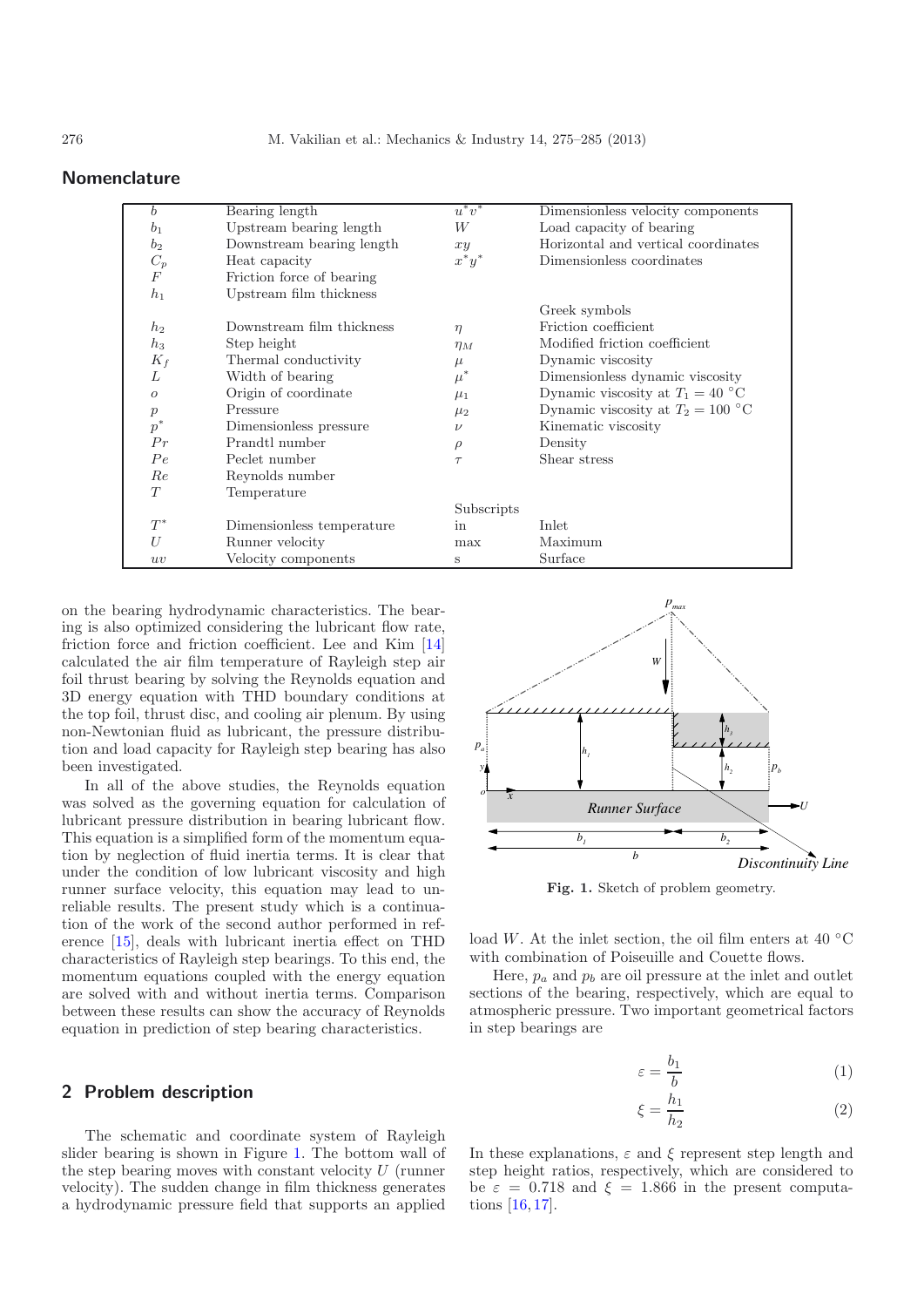## Nomenclature

| | | | |
|---|---|---|---|
| $b$ | Bearing length | $u^* v^*$ | Dimensionless velocity components |
| $b_1$ | Upstream bearing length | $W$ | Load capacity of bearing |
| $b_2$ | Downstream bearing length | $xy$ | Horizontal and vertical coordinates |
| $C_p$ | Heat capacity | $x^* y^*$ | Dimensionless coordinates |
| $F$ | Friction force of bearing | | |
| $h_1$ | Upstream film thickness | | |
| | | | Greek symbols |
| $h_2$ | Downstream film thickness | $\eta$ | Friction coefficient |
| $h_3$ | Step height | $\eta_M$ | Modified friction coefficient |
| $K_f$ | Thermal conductivity | $\mu$ | Dynamic viscosity |
| $L$ | Width of bearing | $\mu^*$ | Dimensionless dynamic viscosity |
| $o$ | Origin of coordinate | $\mu_1$ | Dynamic viscosity at $T_1 = 40$ °C |
| $p$ | Pressure | $\mu_2$ | Dynamic viscosity at $T_2 = 100$ °C |
| $p^*$ | Dimensionless pressure | $\nu$ | Kinematic viscosity |
| $Pr$ | Prandtl number | $\rho$ | Density |
| $Pe$ | Peclet number | $\tau$ | Shear stress |
| $Re$ | Reynolds number | | |
| $T$ | Temperature | | |
| | | Subscripts | |
| $T^*$ | Dimensionless temperature | in | Inlet |
| $U$ | Runner velocity | max | Maximum |
| $uv$ | Velocity components | s | Surface |

on the bearing hydrodynamic characteristics. The bearing is also optimized considering the lubricant flow rate, friction force and friction coefficient. Lee and Kim [14] calculated the air film temperature of Rayleigh step air foil thrust bearing by solving the Reynolds equation and 3D energy equation with THD boundary conditions at the top foil, thrust disc, and cooling air plenum. By using non-Newtonian fluid as lubricant, the pressure distribution and load capacity for Rayleigh step bearing has also been investigated.

In all of the above studies, the Reynolds equation was solved as the governing equation for calculation of lubricant pressure distribution in bearing lubricant flow. This equation is a simplified form of the momentum equation by neglection of fluid inertia terms. It is clear that under the condition of low lubricant viscosity and high runner surface velocity, this equation may lead to unreliable results. The present study which is a continuation of the work of the second author performed in reference [15], deals with lubricant inertia effect on THD characteristics of Rayleigh step bearings. To this end, the momentum equations coupled with the energy equation are solved with and without inertia terms. Comparison between these results can show the accuracy of Reynolds equation in prediction of step bearing characteristics.

## 2 Problem description

The schematic and coordinate system of Rayleigh slider bearing is shown in Figure 1. The bottom wall of the step bearing moves with constant velocity $U$ (runner velocity). The sudden change in film thickness generates a hydrodynamic pressure field that supports an applied load $W$. At the inlet section, the oil film enters at 40 °C with combination of Poiseuille and Couette flows.

**Fig. 1.** Sketch of problem geometry.

Here, $p_a$ and $p_b$ are oil pressure at the inlet and outlet sections of the bearing, respectively, which are equal to atmospheric pressure. Two important geometrical factors in step bearings are

$$\varepsilon = \frac{b_1}{b} \tag{1}$$

$$\xi = \frac{h_1}{h_2} \tag{2}$$

In these explanations, $\varepsilon$ and $\xi$ represent step length and step height ratios, respectively, which are considered to be $\varepsilon = 0.718$ and $\xi = 1.866$ in the present computations [16,17].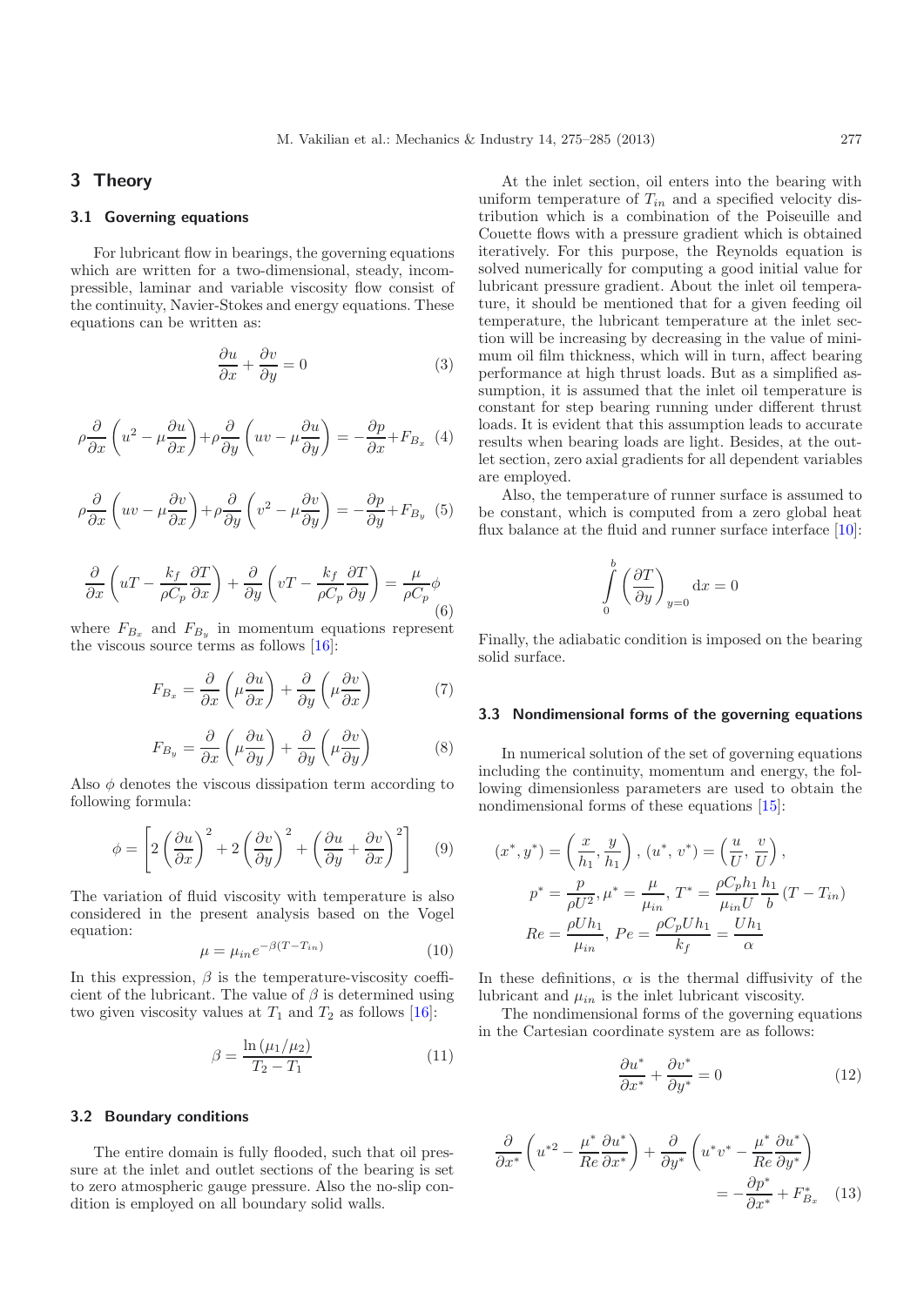## 3 Theory

### 3.1 Governing equations

For lubricant flow in bearings, the governing equations which are written for a two-dimensional, steady, incompressible, laminar and variable viscosity flow consist of the continuity, Navier-Stokes and energy equations. These equations can be written as:

$$\frac{\partial u}{\partial x} + \frac{\partial v}{\partial y} = 0 \tag{3}$$

$$\rho\frac{\partial}{\partial x}\left(u^2 - \mu\frac{\partial u}{\partial x}\right) + \rho\frac{\partial}{\partial y}\left(uv - \mu\frac{\partial u}{\partial y}\right) = -\frac{\partial p}{\partial x} + F_{B_x} \tag{4}$$

$$\rho\frac{\partial}{\partial x}\left(uv - \mu\frac{\partial v}{\partial x}\right) + \rho\frac{\partial}{\partial y}\left(v^2 - \mu\frac{\partial v}{\partial y}\right) = -\frac{\partial p}{\partial y} + F_{B_y} \tag{5}$$

$$\frac{\partial}{\partial x}\left(uT - \frac{k_f}{\rho C_p}\frac{\partial T}{\partial x}\right) + \frac{\partial}{\partial y}\left(vT - \frac{k_f}{\rho C_p}\frac{\partial T}{\partial y}\right) = \frac{\mu}{\rho C_p}\phi \tag{6}$$

where $F_{B_x}$ and $F_{B_y}$ in momentum equations represent the viscous source terms as follows [16]:

$$F_{B_x} = \frac{\partial}{\partial x}\left(\mu\frac{\partial u}{\partial x}\right) + \frac{\partial}{\partial y}\left(\mu\frac{\partial v}{\partial x}\right) \tag{7}$$

$$F_{B_y} = \frac{\partial}{\partial x}\left(\mu\frac{\partial u}{\partial y}\right) + \frac{\partial}{\partial y}\left(\mu\frac{\partial v}{\partial y}\right) \tag{8}$$

Also $\phi$ denotes the viscous dissipation term according to following formula:

$$\phi = \left[2\left(\frac{\partial u}{\partial x}\right)^2 + 2\left(\frac{\partial v}{\partial y}\right)^2 + \left(\frac{\partial u}{\partial y} + \frac{\partial v}{\partial x}\right)^2\right] \tag{9}$$

The variation of fluid viscosity with temperature is also considered in the present analysis based on the Vogel equation:

$$\mu = \mu_{in} e^{-\beta(T - T_{in})} \tag{10}$$

In this expression, $\beta$ is the temperature-viscosity coefficient of the lubricant. The value of $\beta$ is determined using two given viscosity values at $T_1$ and $T_2$ as follows [16]:

$$\beta = \frac{\ln(\mu_1/\mu_2)}{T_2 - T_1} \tag{11}$$

### 3.2 Boundary conditions

The entire domain is fully flooded, such that oil pressure at the inlet and outlet sections of the bearing is set to zero atmospheric gauge pressure. Also the no-slip condition is employed on all boundary solid walls.

At the inlet section, oil enters into the bearing with uniform temperature of $T_{in}$ and a specified velocity distribution which is a combination of the Poiseuille and Couette flows with a pressure gradient which is obtained iteratively. For this purpose, the Reynolds equation is solved numerically for computing a good initial value for lubricant pressure gradient. About the inlet oil temperature, it should be mentioned that for a given feeding oil temperature, the lubricant temperature at the inlet section will be increasing by decreasing in the value of minimum oil film thickness, which will in turn, affect bearing performance at high thrust loads. But as a simplified assumption, it is assumed that the inlet oil temperature is constant for step bearing running under different thrust loads. It is evident that this assumption leads to accurate results when bearing loads are light. Besides, at the outlet section, zero axial gradients for all dependent variables are employed.

Also, the temperature of runner surface is assumed to be constant, which is computed from a zero global heat flux balance at the fluid and runner surface interface [10]:

$$\int_0^b \left(\frac{\partial T}{\partial y}\right)_{y=0} \mathrm{d}x = 0$$

Finally, the adiabatic condition is imposed on the bearing solid surface.

### 3.3 Nondimensional forms of the governing equations

In numerical solution of the set of governing equations including the continuity, momentum and energy, the following dimensionless parameters are used to obtain the nondimensional forms of these equations [15]:

$$(x^*, y^*) = \left(\frac{x}{h_1}, \frac{y}{h_1}\right),\ (u^*, v^*) = \left(\frac{u}{U}, \frac{v}{U}\right),$$
$$p^* = \frac{p}{\rho U^2}, \mu^* = \frac{\mu}{\mu_{in}}, T^* = \frac{\rho C_p h_1}{\mu_{in} U}\frac{h_1}{b}(T - T_{in})$$
$$Re = \frac{\rho U h_1}{\mu_{in}}, Pe = \frac{\rho C_p U h_1}{k_f} = \frac{U h_1}{\alpha}$$

In these definitions, $\alpha$ is the thermal diffusivity of the lubricant and $\mu_{in}$ is the inlet lubricant viscosity.

The nondimensional forms of the governing equations in the Cartesian coordinate system are as follows:

$$\frac{\partial u^*}{\partial x^*} + \frac{\partial v^*}{\partial y^*} = 0 \tag{12}$$

$$\frac{\partial}{\partial x^*}\left(u^{*2} - \frac{\mu^*}{Re}\frac{\partial u^*}{\partial x^*}\right) + \frac{\partial}{\partial y^*}\left(u^* v^* - \frac{\mu^*}{Re}\frac{\partial u^*}{\partial y^*}\right) = -\frac{\partial p^*}{\partial x^*} + F^*_{B_x} \tag{13}$$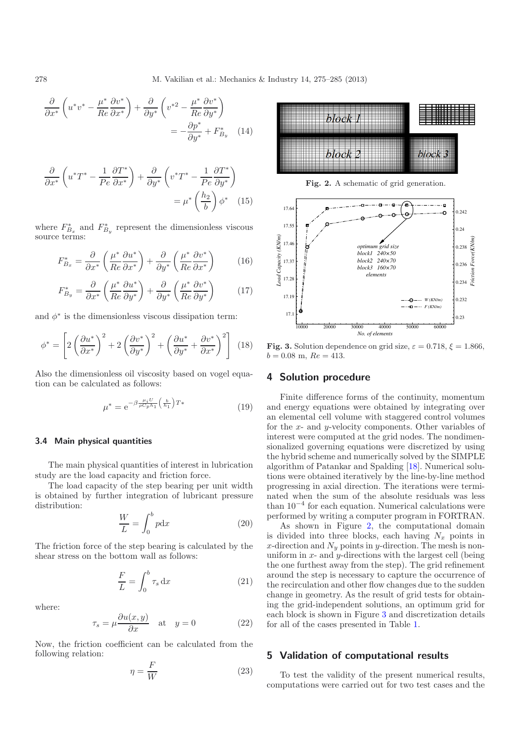$$\frac{\partial}{\partial x^*}\left(u^*v^* - \frac{\mu^*}{Re}\frac{\partial v^*}{\partial x^*}\right) + \frac{\partial}{\partial y^*}\left(v^{*2} - \frac{\mu^*}{Re}\frac{\partial v^*}{\partial y^*}\right) = -\frac{\partial p^*}{\partial y^*} + F^*_{B_y} \quad (14)$$

$$\frac{\partial}{\partial x^*}\left(u^*T^* - \frac{1}{Pe}\frac{\partial T^*}{\partial x^*}\right) + \frac{\partial}{\partial y^*}\left(v^*T^* - \frac{1}{Pe}\frac{\partial T^*}{\partial y^*}\right) = \mu^*\left(\frac{h_2}{b}\right)\phi^* \quad (15)$$

where $F^*_{B_x}$ and $F^*_{B_y}$ represent the dimensionless viscous source terms:

$$F^*_{B_x} = \frac{\partial}{\partial x^*}\left(\frac{\mu^*}{Re}\frac{\partial u^*}{\partial x^*}\right) + \frac{\partial}{\partial y^*}\left(\frac{\mu^*}{Re}\frac{\partial v^*}{\partial x^*}\right) \quad (16)$$

$$F^*_{B_y} = \frac{\partial}{\partial x^*}\left(\frac{\mu^*}{Re}\frac{\partial u^*}{\partial y^*}\right) + \frac{\partial}{\partial y^*}\left(\frac{\mu^*}{Re}\frac{\partial v^*}{\partial y^*}\right) \quad (17)$$

and $\phi^*$ is the dimensionless viscous dissipation term:

$$\phi^* = \left[2\left(\frac{\partial u^*}{\partial x^*}\right)^2 + 2\left(\frac{\partial v^*}{\partial y^*}\right)^2 + \left(\frac{\partial u^*}{\partial y^*} + \frac{\partial v^*}{\partial x^*}\right)^2\right] \quad (18)$$

Also the dimensionless oil viscosity based on vogel equation can be calculated as follows:

$$\mu^* = \mathrm{e}^{-\beta\frac{\mu_i U}{\rho C_p h_1}\left(\frac{b}{h_1}\right)T*} \quad (19)$$

### 3.4 Main physical quantities

The main physical quantities of interest in lubrication study are the load capacity and friction force.

The load capacity of the step bearing per unit width is obtained by further integration of lubricant pressure distribution:

$$\frac{W}{L} = \int_0^b p\mathrm{d}x \quad (20)$$

The friction force of the step bearing is calculated by the shear stress on the bottom wall as follows:

$$\frac{F}{L} = \int_0^b \tau_s \,\mathrm{d}x \quad (21)$$

where:

$$\tau_s = \mu\frac{\partial u(x,y)}{\partial x} \quad \text{at} \quad y = 0 \quad (22)$$

Now, the friction coefficient can be calculated from the following relation:

$$\eta = \frac{F}{W} \quad (23)$$

**Fig. 2.** A schematic of grid generation.

**Fig. 3.** Solution dependence on grid size, $\varepsilon = 0.718$, $\xi = 1.866$, $b = 0.08$ m, $Re = 413$.

## 4 Solution procedure

Finite difference forms of the continuity, momentum and energy equations were obtained by integrating over an elemental cell volume with staggered control volumes for the $x$- and $y$-velocity components. Other variables of interest were computed at the grid nodes. The nondimensionalized governing equations were discretized by using the hybrid scheme and numerically solved by the SIMPLE algorithm of Patankar and Spalding [18]. Numerical solutions were obtained iteratively by the line-by-line method progressing in axial direction. The iterations were terminated when the sum of the absolute residuals was less than $10^{-4}$ for each equation. Numerical calculations were performed by writing a computer program in FORTRAN.

As shown in Figure 2, the computational domain is divided into three blocks, each having $N_x$ points in $x$-direction and $N_y$ points in $y$-direction. The mesh is nonuniform in $x$- and $y$-directions with the largest cell (being the one furthest away from the step). The grid refinement around the step is necessary to capture the occurrence of the recirculation and other flow changes due to the sudden change in geometry. As the result of grid tests for obtaining the grid-independent solutions, an optimum grid for each block is shown in Figure 3 and discretization details for all of the cases presented in Table 1.

## 5 Validation of computational results

To test the validity of the present numerical results, computations were carried out for two test cases and the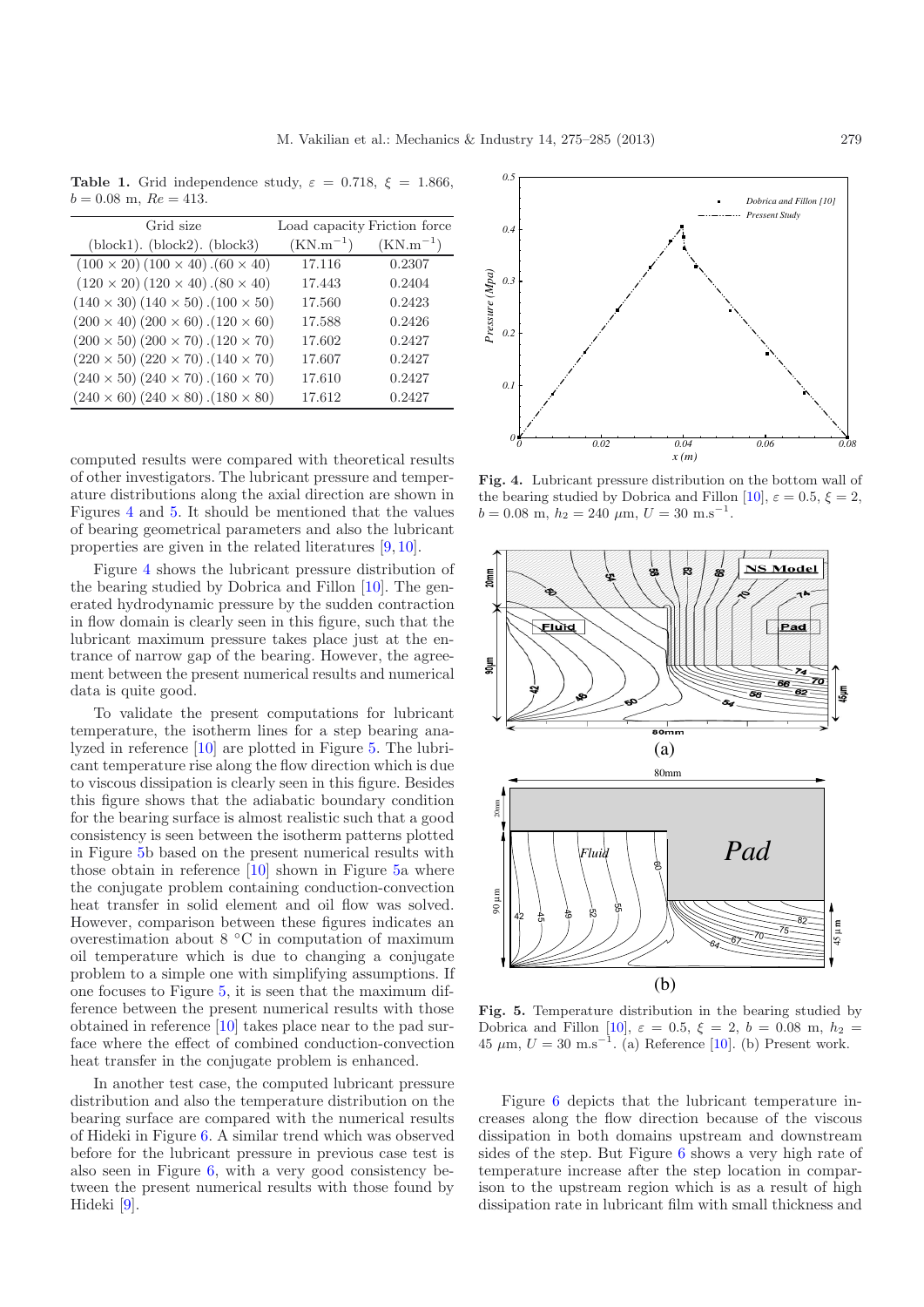**Table 1.** Grid independence study, $\varepsilon = 0.718$, $\xi = 1.866$, $b = 0.08$ m, $Re = 413$.

| Grid size (block1). (block2). (block3) | Load capacity (KN.m$^{-1}$) | Friction force (KN.m$^{-1}$) |
|---|---|---|
| $(100 \times 20)$ $(100 \times 40)$ .$(60 \times 40)$ | 17.116 | 0.2307 |
| $(120 \times 20)$ $(120 \times 40)$ .$(80 \times 40)$ | 17.443 | 0.2404 |
| $(140 \times 30)$ $(140 \times 50)$ .$(100 \times 50)$ | 17.560 | 0.2423 |
| $(200 \times 40)$ $(200 \times 60)$ .$(120 \times 60)$ | 17.588 | 0.2426 |
| $(200 \times 50)$ $(200 \times 70)$ .$(120 \times 70)$ | 17.602 | 0.2427 |
| $(220 \times 50)$ $(220 \times 70)$ .$(140 \times 70)$ | 17.607 | 0.2427 |
| $(240 \times 50)$ $(240 \times 70)$ .$(160 \times 70)$ | 17.610 | 0.2427 |
| $(240 \times 60)$ $(240 \times 80)$ .$(180 \times 80)$ | 17.612 | 0.2427 |

computed results were compared with theoretical results of other investigators. The lubricant pressure and temperature distributions along the axial direction are shown in Figures 4 and 5. It should be mentioned that the values of bearing geometrical parameters and also the lubricant properties are given in the related literatures [9, 10].

Figure 4 shows the lubricant pressure distribution of the bearing studied by Dobrica and Fillon [10]. The generated hydrodynamic pressure by the sudden contraction in flow domain is clearly seen in this figure, such that the lubricant maximum pressure takes place just at the entrance of narrow gap of the bearing. However, the agreement between the present numerical results and numerical data is quite good.

To validate the present computations for lubricant temperature, the isotherm lines for a step bearing analyzed in reference [10] are plotted in Figure 5. The lubricant temperature rise along the flow direction which is due to viscous dissipation is clearly seen in this figure. Besides this figure shows that the adiabatic boundary condition for the bearing surface is almost realistic such that a good consistency is seen between the isotherm patterns plotted in Figure 5b based on the present numerical results with those obtain in reference [10] shown in Figure 5a where the conjugate problem containing conduction-convection heat transfer in solid element and oil flow was solved. However, comparison between these figures indicates an overestimation about 8 °C in computation of maximum oil temperature which is due to changing a conjugate problem to a simple one with simplifying assumptions. If one focuses to Figure 5, it is seen that the maximum difference between the present numerical results with those obtained in reference [10] takes place near to the pad surface where the effect of combined conduction-convection heat transfer in the conjugate problem is enhanced.

In another test case, the computed lubricant pressure distribution and also the temperature distribution on the bearing surface are compared with the numerical results of Hideki in Figure 6. A similar trend which was observed before for the lubricant pressure in previous case test is also seen in Figure 6, with a very good consistency between the present numerical results with those found by Hideki [9].

**Fig. 4.** Lubricant pressure distribution on the bottom wall of the bearing studied by Dobrica and Fillon [10], $\varepsilon = 0.5$, $\xi = 2$, $b = 0.08$ m, $h_2 = 240$ $\mu$m, $U = 30$ m.s$^{-1}$.

**Fig. 5.** Temperature distribution in the bearing studied by Dobrica and Fillon [10], $\varepsilon = 0.5$, $\xi = 2$, $b = 0.08$ m, $h_2 = 45$ $\mu$m, $U = 30$ m.s$^{-1}$. (a) Reference [10]. (b) Present work.

Figure 6 depicts that the lubricant temperature increases along the flow direction because of the viscous dissipation in both domains upstream and downstream sides of the step. But Figure 6 shows a very high rate of temperature increase after the step location in comparison to the upstream region which is as a result of high dissipation rate in lubricant film with small thickness and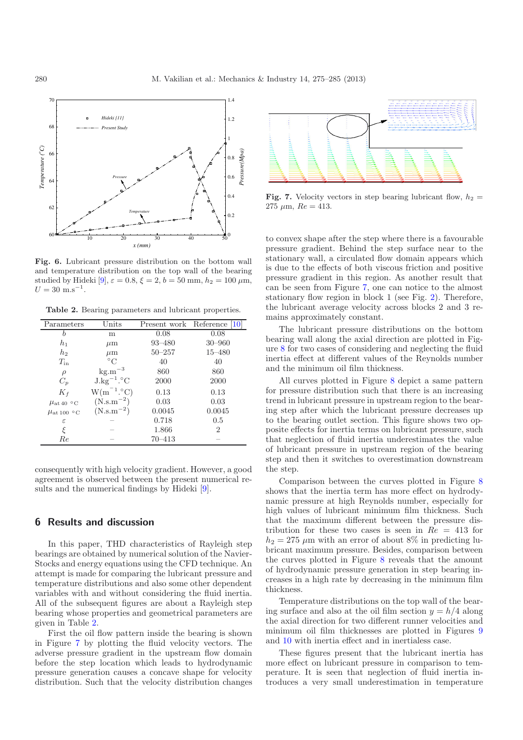Fig. 6. Lubricant pressure distribution on the bottom wall and temperature distribution on the top wall of the bearing studied by Hideki [9], $\varepsilon = 0.8$, $\xi = 2$, $b = 50$ mm, $h_2 = 100$ $\mu$m, $U = 30$ m.s$^{-1}$.

Table 2. Bearing parameters and lubricant properties.

| Parameters | Units | Present work | Reference [10] |
|---|---|---|---|
| $b$ | m | 0.08 | 0.08 |
| $h_1$ | $\mu$m | 93–480 | 30–960 |
| $h_2$ | $\mu$m | 50–257 | 15–480 |
| $T_{\text{in}}$ | $^\circ$C | 40 | 40 |
| $\rho$ | kg.m$^{-3}$ | 860 | 860 |
| $C_p$ | J.kg$^{-1}$.$^\circ$C | 2000 | 2000 |
| $K_f$ | W(m$^{-1}$.$^\circ$C) | 0.13 | 0.13 |
| $\mu_{\text{at 40 }^\circ\text{C}}$ | (N.s.m$^{-2}$) | 0.03 | 0.03 |
| $\mu_{\text{at 100 }^\circ\text{C}}$ | (N.s.m$^{-2}$) | 0.0045 | 0.0045 |
| $\varepsilon$ | – | 0.718 | 0.5 |
| $\xi$ | – | 1.866 | 2 |
| $Re$ | – | 70–413 | – |

consequently with high velocity gradient. However, a good agreement is observed between the present numerical results and the numerical findings by Hideki [9].

## 6 Results and discussion

In this paper, THD characteristics of Rayleigh step bearings are obtained by numerical solution of the Navier-Stokes and energy equations using the CFD technique. An attempt is made for comparing the lubricant pressure and temperature distributions and also some other dependent variables with and without considering the fluid inertia. All of the subsequent figures are about a Rayleigh step bearing whose properties and geometrical parameters are given in Table 2.

First the oil flow pattern inside the bearing is shown in Figure 7 by plotting the fluid velocity vectors. The adverse pressure gradient in the upstream flow domain before the step location which leads to hydrodynamic pressure generation causes a concave shape for velocity distribution. Such that the velocity distribution changes to convex shape after the step where there is a favourable pressure gradient. Behind the step surface near to the stationary wall, a circulated flow domain appears which is due to the effects of both viscous friction and positive pressure gradient in this region. As another result that can be seen from Figure 7, one can notice to the almost stationary flow region in block 1 (see Fig. 2). Therefore, the lubricant average velocity across blocks 2 and 3 remains approximately constant.

Fig. 7. Velocity vectors in step bearing lubricant flow, $h_2 = 275$ $\mu$m, $Re = 413$.

The lubricant pressure distributions on the bottom bearing wall along the axial direction are plotted in Figure 8 for two cases of considering and neglecting the fluid inertia effect at different values of the Reynolds number and the minimum oil film thickness.

All curves plotted in Figure 8 depict a same pattern for pressure distribution such that there is an increasing trend in lubricant pressure in upstream region to the bearing step after which the lubricant pressure decreases up to the bearing outlet section. This figure shows two opposite effects for inertia terms on lubricant pressure, such that neglection of fluid inertia underestimates the value of lubricant pressure in upstream region of the bearing step and then it switches to overestimation downstream the step.

Comparison between the curves plotted in Figure 8 shows that the inertia term has more effect on hydrodynamic pressure at high Reynolds number, especially for high values of lubricant minimum film thickness. Such that the maximum different between the pressure distribution for these two cases is seen in $Re = 413$ for $h_2 = 275$ $\mu$m with an error of about 8% in predicting lubricant maximum pressure. Besides, comparison between the curves plotted in Figure 8 reveals that the amount of hydrodynamic pressure generation in step bearing increases in a high rate by decreasing in the minimum film thickness.

Temperature distributions on the top wall of the bearing surface and also at the oil film section $y = h/4$ along the axial direction for two different runner velocities and minimum oil film thicknesses are plotted in Figures 9 and 10 with inertia effect and in inertialess case.

These figures present that the lubricant inertia has more effect on lubricant pressure in comparison to temperature. It is seen that neglection of fluid inertia introduces a very small underestimation in temperature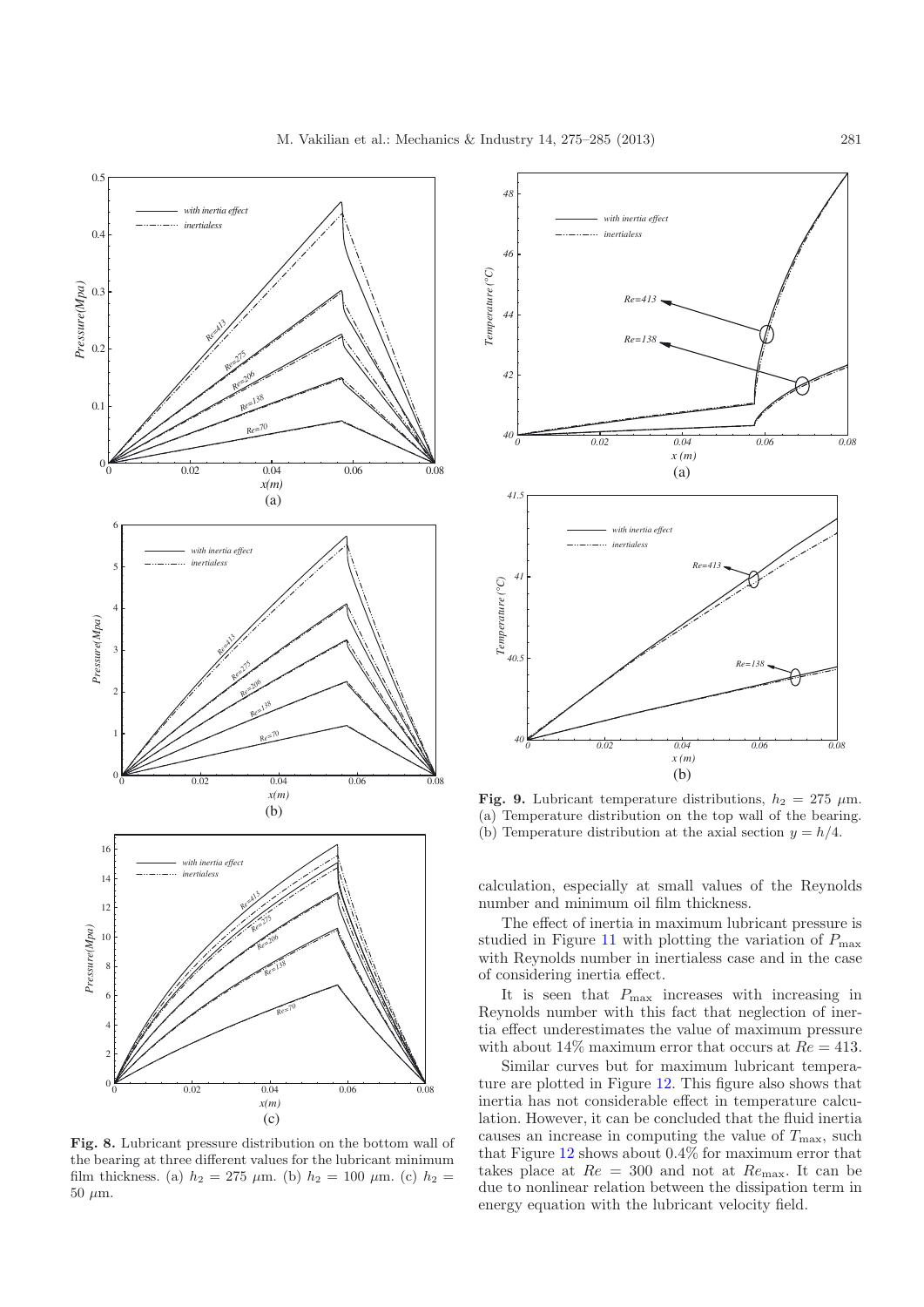**Fig. 8.** Lubricant pressure distribution on the bottom wall of the bearing at three different values for the lubricant minimum film thickness. (a) $h_2 = 275$ $\mu$m. (b) $h_2 = 100$ $\mu$m. (c) $h_2 = 50$ $\mu$m.

**Fig. 9.** Lubricant temperature distributions, $h_2 = 275$ $\mu$m. (a) Temperature distribution on the top wall of the bearing. (b) Temperature distribution at the axial section $y = h/4$.

calculation, especially at small values of the Reynolds number and minimum oil film thickness.

The effect of inertia in maximum lubricant pressure is studied in Figure 11 with plotting the variation of $P_{\max}$ with Reynolds number in inertialess case and in the case of considering inertia effect.

It is seen that $P_{\max}$ increases with increasing in Reynolds number with this fact that neglection of inertia effect underestimates the value of maximum pressure with about 14% maximum error that occurs at $Re = 413$.

Similar curves but for maximum lubricant temperature are plotted in Figure 12. This figure also shows that inertia has not considerable effect in temperature calculation. However, it can be concluded that the fluid inertia causes an increase in computing the value of $T_{\max}$, such that Figure 12 shows about 0.4% for maximum error that takes place at $Re = 300$ and not at $Re_{\max}$. It can be due to nonlinear relation between the dissipation term in energy equation with the lubricant velocity field.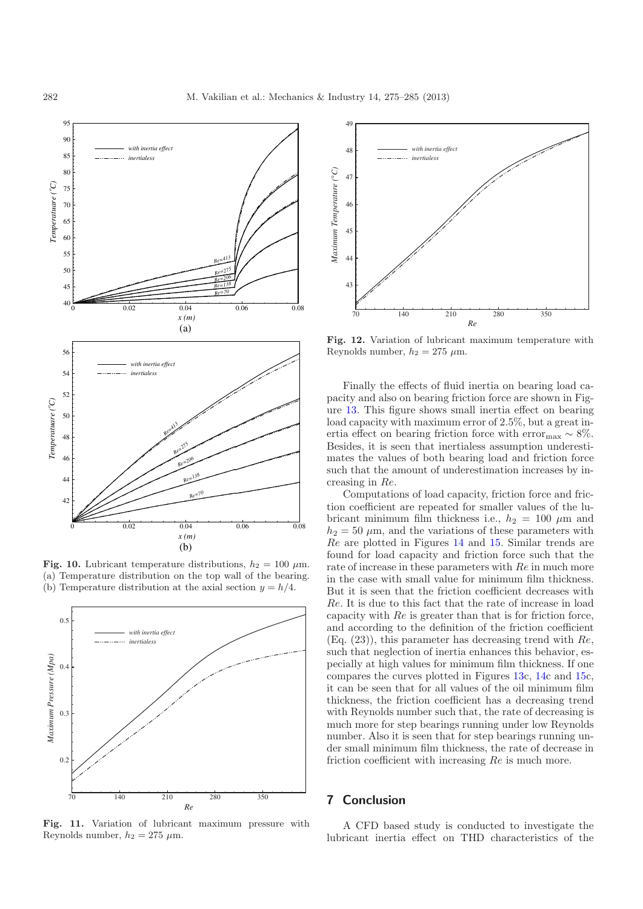**Fig. 10.** Lubricant temperature distributions, $h_2 = 100$ $\mu$m. (a) Temperature distribution on the top wall of the bearing. (b) Temperature distribution at the axial section $y = h/4$.

**Fig. 11.** Variation of lubricant maximum pressure with Reynolds number, $h_2 = 275$ $\mu$m.

**Fig. 12.** Variation of lubricant maximum temperature with Reynolds number, $h_2 = 275$ $\mu$m.

Finally the effects of fluid inertia on bearing load capacity and also on bearing friction force are shown in Figure 13. This figure shows small inertia effect on bearing load capacity with maximum error of 2.5%, but a great inertia effect on bearing friction force with error$_{\max} \sim 8\%$. Besides, it is seen that inertialess assumption underestimates the values of both bearing load and friction force such that the amount of underestimation increases by increasing in $Re$.

Computations of load capacity, friction force and friction coefficient are repeated for smaller values of the lubricant minimum film thickness i.e., $h_2 = 100$ $\mu$m and $h_2 = 50$ $\mu$m, and the variations of these parameters with $Re$ are plotted in Figures 14 and 15. Similar trends are found for load capacity and friction force such that the rate of increase in these parameters with $Re$ in much more in the case with small value for minimum film thickness. But it is seen that the friction coefficient decreases with $Re$. It is due to this fact that the rate of increase in load capacity with $Re$ is greater than that is for friction force, and according to the definition of the friction coefficient (Eq. (23)), this parameter has decreasing trend with $Re$, such that neglection of inertia enhances this behavior, especially at high values for minimum film thickness. If one compares the curves plotted in Figures 13c, 14c and 15c, it can be seen that for all values of the oil minimum film thickness, the friction coefficient has a decreasing trend with Reynolds number such that, the rate of decreasing is much more for step bearings running under low Reynolds number. Also it is seen that for step bearings running under small minimum film thickness, the rate of decrease in friction coefficient with increasing $Re$ is much more.

## 7 Conclusion

A CFD based study is conducted to investigate the lubricant inertia effect on THD characteristics of the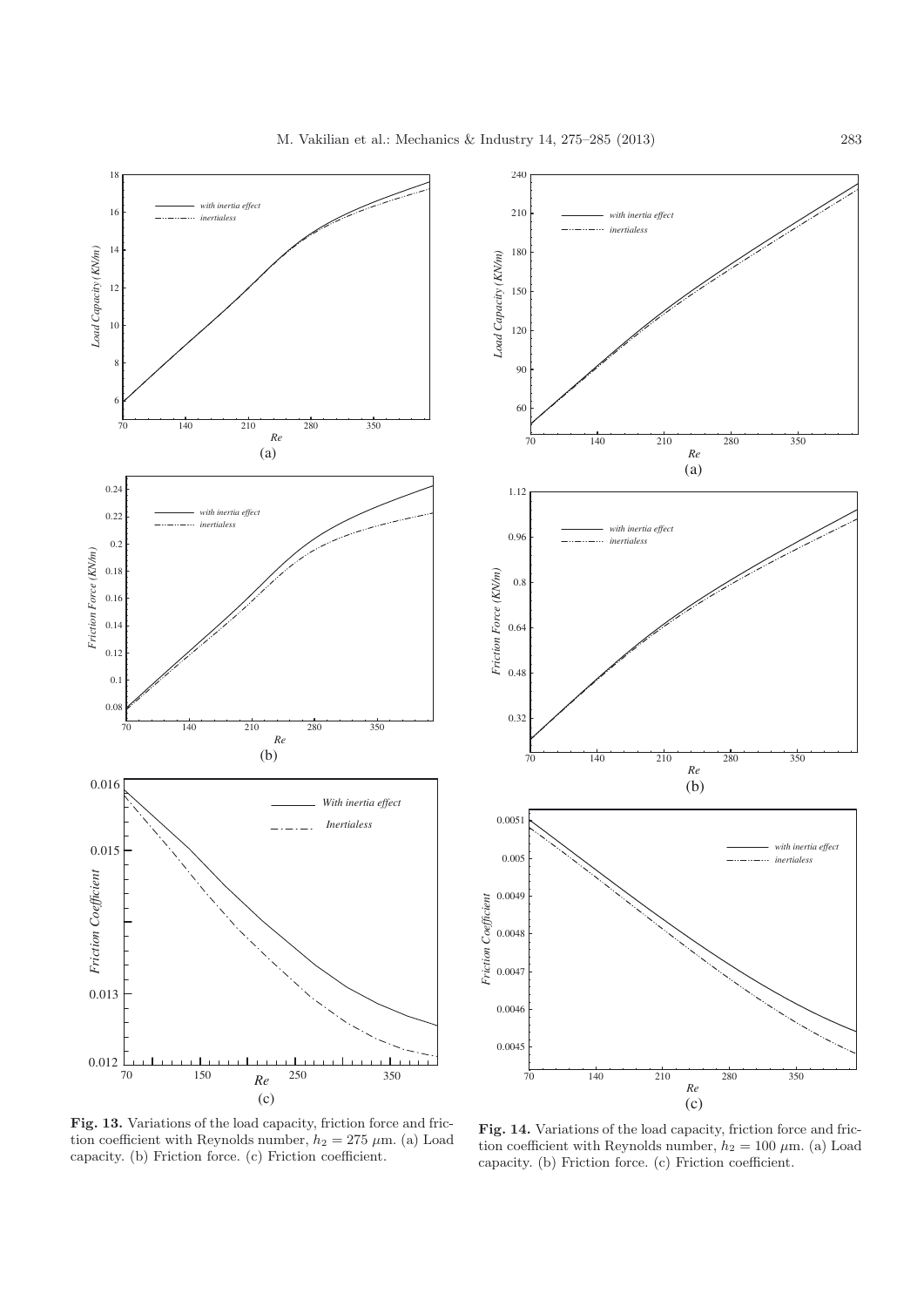**Fig. 13.** Variations of the load capacity, friction force and friction coefficient with Reynolds number, $h_2 = 275\ \mu$m. (a) Load capacity. (b) Friction force. (c) Friction coefficient.

**Fig. 14.** Variations of the load capacity, friction force and friction coefficient with Reynolds number, $h_2 = 100\ \mu$m. (a) Load capacity. (b) Friction force. (c) Friction coefficient.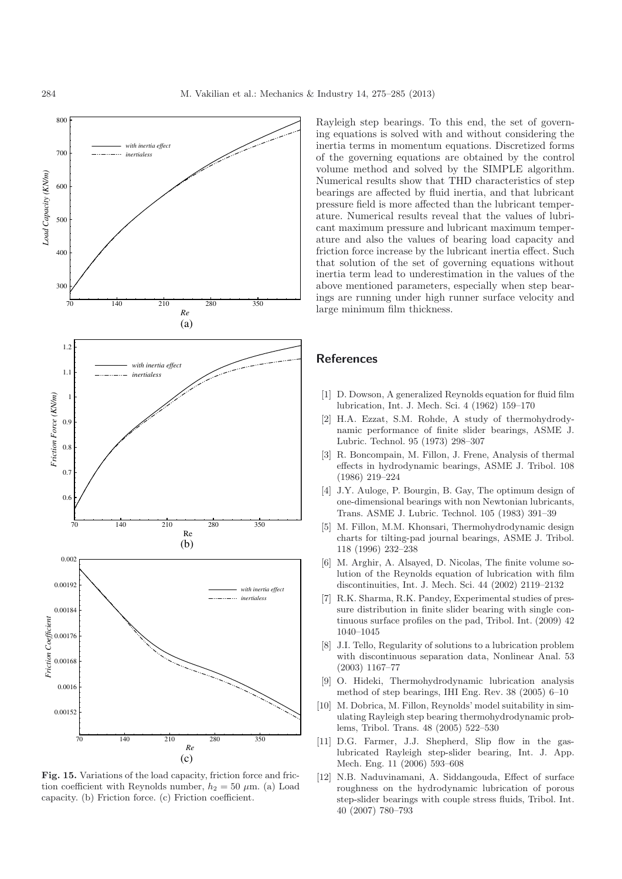Fig. 15. Variations of the load capacity, friction force and friction coefficient with Reynolds number, $h_2 = 50\ \mu$m. (a) Load capacity. (b) Friction force. (c) Friction coefficient.

Rayleigh step bearings. To this end, the set of governing equations is solved with and without considering the inertia terms in momentum equations. Discretized forms of the governing equations are obtained by the control volume method and solved by the SIMPLE algorithm. Numerical results show that THD characteristics of step bearings are affected by fluid inertia, and that lubricant pressure field is more affected than the lubricant temperature. Numerical results reveal that the values of lubricant maximum pressure and lubricant maximum temperature and also the values of bearing load capacity and friction force increase by the lubricant inertia effect. Such that solution of the set of governing equations without inertia term lead to underestimation in the values of the above mentioned parameters, especially when step bearings are running under high runner surface velocity and large minimum film thickness.

## References

[1] D. Dowson, A generalized Reynolds equation for fluid film lubrication, Int. J. Mech. Sci. 4 (1962) 159–170

[2] H.A. Ezzat, S.M. Rohde, A study of thermohydrodynamic performance of finite slider bearings, ASME J. Lubric. Technol. 95 (1973) 298–307

[3] R. Boncompain, M. Fillon, J. Frene, Analysis of thermal effects in hydrodynamic bearings, ASME J. Tribol. 108 (1986) 219–224

[4] J.Y. Auloge, P. Bourgin, B. Gay, The optimum design of one-dimensional bearings with non Newtonian lubricants, Trans. ASME J. Lubric. Technol. 105 (1983) 391–39

[5] M. Fillon, M.M. Khonsari, Thermohydrodynamic design charts for tilting-pad journal bearings, ASME J. Tribol. 118 (1996) 232–238

[6] M. Arghir, A. Alsayed, D. Nicolas, The finite volume solution of the Reynolds equation of lubrication with film discontinuities, Int. J. Mech. Sci. 44 (2002) 2119–2132

[7] R.K. Sharma, R.K. Pandey, Experimental studies of pressure distribution in finite slider bearing with single continuous surface profiles on the pad, Tribol. Int. (2009) 42 1040–1045

[8] J.I. Tello, Regularity of solutions to a lubrication problem with discontinuous separation data, Nonlinear Anal. 53 (2003) 1167–77

[9] O. Hideki, Thermohydrodynamic lubrication analysis method of step bearings, IHI Eng. Rev. 38 (2005) 6–10

[10] M. Dobrica, M. Fillon, Reynolds' model suitability in simulating Rayleigh step bearing thermohydrodynamic problems, Tribol. Trans. 48 (2005) 522–530

[11] D.G. Farmer, J.J. Shepherd, Slip flow in the gas-lubricated Rayleigh step-slider bearing, Int. J. App. Mech. Eng. 11 (2006) 593–608

[12] N.B. Naduvinamani, A. Siddangouda, Effect of surface roughness on the hydrodynamic lubrication of porous step-slider bearings with couple stress fluids, Tribol. Int. 40 (2007) 780–793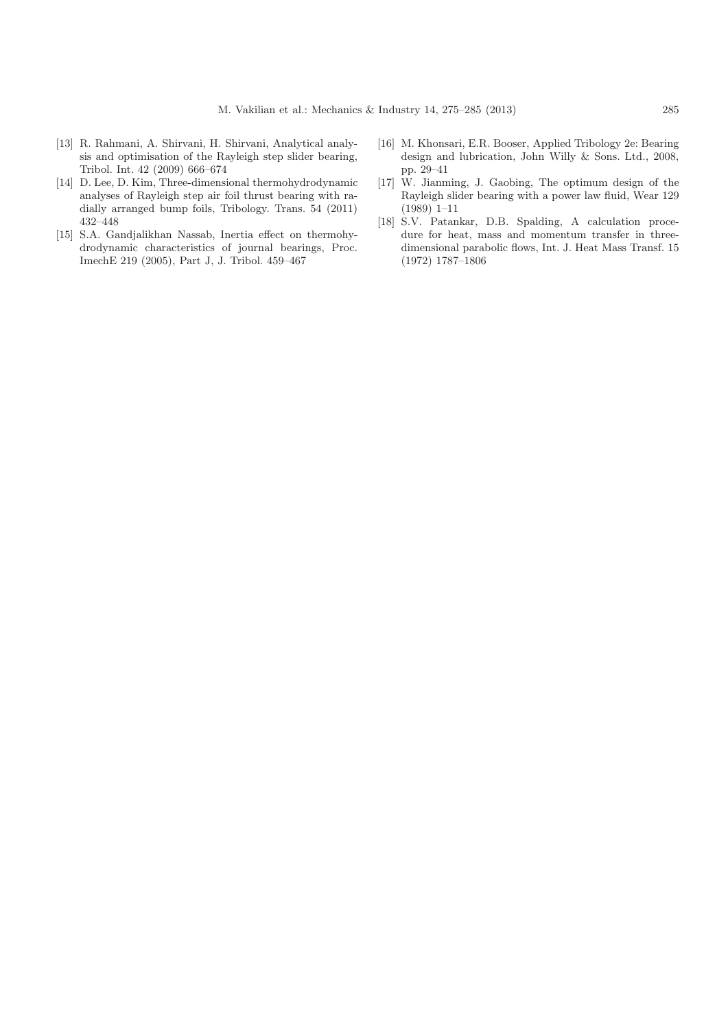[13] R. Rahmani, A. Shirvani, H. Shirvani, Analytical analysis and optimisation of the Rayleigh step slider bearing, Tribol. Int. 42 (2009) 666–674

[14] D. Lee, D. Kim, Three-dimensional thermohydrodynamic analyses of Rayleigh step air foil thrust bearing with radially arranged bump foils, Tribology. Trans. 54 (2011) 432–448

[15] S.A. Gandjalikhan Nassab, Inertia effect on thermohydrodynamic characteristics of journal bearings, Proc. ImechE 219 (2005), Part J, J. Tribol. 459–467

[16] M. Khonsari, E.R. Booser, Applied Tribology 2e: Bearing design and lubrication, John Willy & Sons. Ltd., 2008, pp. 29–41

[17] W. Jianming, J. Gaobing, The optimum design of the Rayleigh slider bearing with a power law fluid, Wear 129 (1989) 1–11

[18] S.V. Patankar, D.B. Spalding, A calculation procedure for heat, mass and momentum transfer in three-dimensional parabolic flows, Int. J. Heat Mass Transf. 15 (1972) 1787–1806